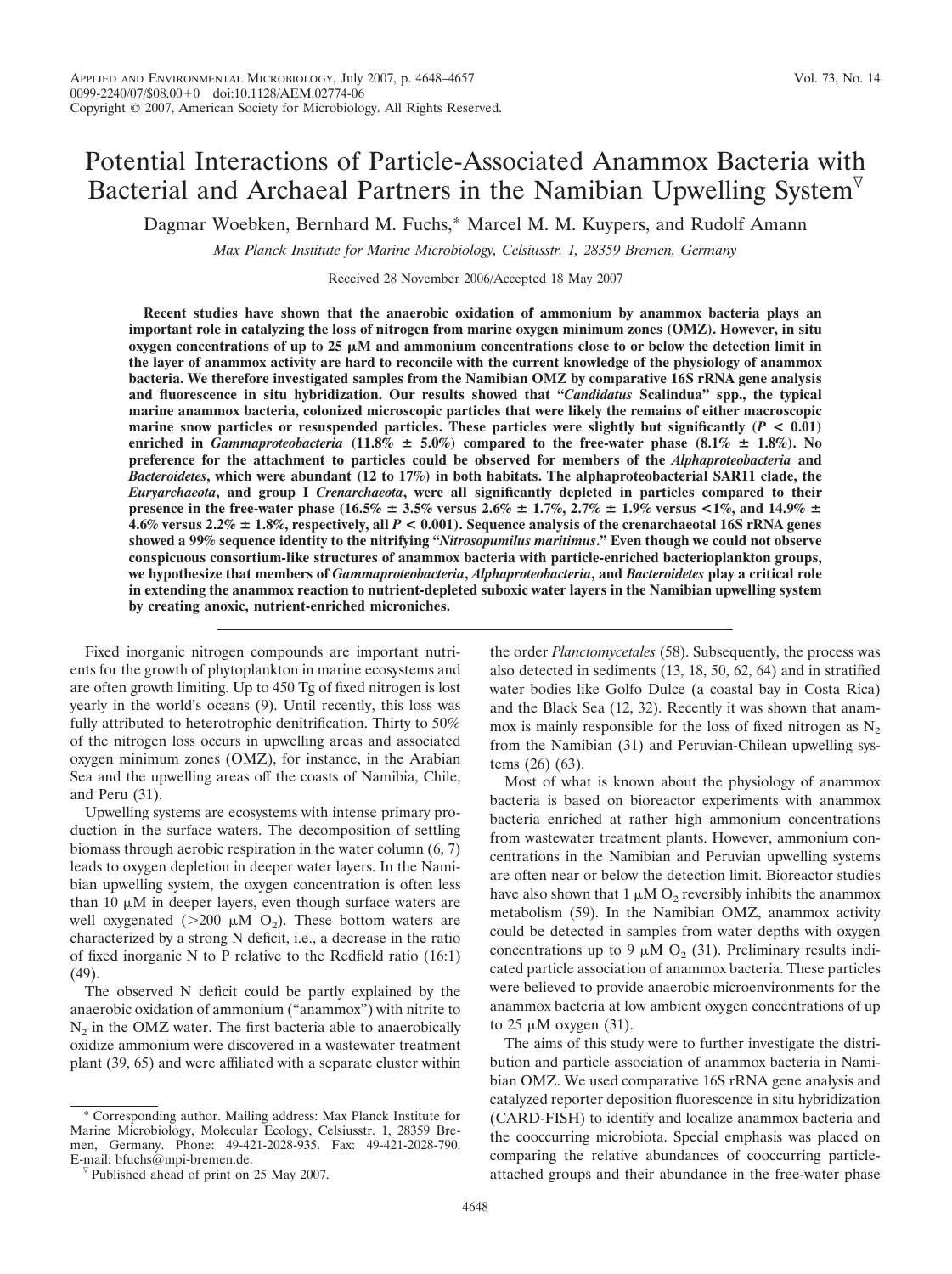# Potential Interactions of Particle-Associated Anammox Bacteria with Bacterial and Archaeal Partners in the Namibian Upwelling System

Dagmar Woebken, Bernhard M. Fuchs,* Marcel M. M. Kuypers, and Rudolf Amann

*Max Planck Institute for Marine Microbiology, Celsiusstr. 1, 28359 Bremen, Germany*

Received 28 November 2006/Accepted 18 May 2007

**Recent studies have shown that the anaerobic oxidation of ammonium by anammox bacteria plays an important role in catalyzing the loss of nitrogen from marine oxygen minimum zones (OMZ). However, in situ oxygen concentrations of up to 25 μM and ammonium concentrations close to or below the detection limit in the layer of anammox activity are hard to reconcile with the current knowledge of the physiology of anammox bacteria. We therefore investigated samples from the Namibian OMZ by comparative 16S rRNA gene analysis and fluorescence in situ hybridization. Our results showed that "*Candidatus* Scalindua" spp., the typical marine anammox bacteria, colonized microscopic particles that were likely the remains of either macroscopic marine snow particles or resuspended particles. These particles were slightly but significantly ($P < 0.01$) enriched in *Gammaproteobacteria* (11.8% ± 5.0%) compared to the free-water phase (8.1% ± 1.8%). No preference for the attachment to particles could be observed for members of the *Alphaproteobacteria* and *Bacteroidetes*, which were abundant (12 to 17%) in both habitats. The alphaproteobacterial SAR11 clade, the *Euryarchaeota*, and group I *Crenarchaeota*, were all significantly depleted in particles compared to their presence in the free-water phase (16.5% ± 3.5% versus 2.6% ± 1.7%, 2.7% ± 1.9% versus <1%, and 14.9% ± 4.6% versus 2.2% ± 1.8%, respectively, all $P < 0.001$). Sequence analysis of the crenarchaeotal 16S rRNA genes showed a 99% sequence identity to the nitrifying "*Nitrosopumilus maritimus*." Even though we could not observe conspicuous consortium-like structures of anammox bacteria with particle-enriched bacterioplankton groups, we hypothesize that members of *Gammaproteobacteria*, *Alphaproteobacteria*, and *Bacteroidetes* play a critical role in extending the anammox reaction to nutrient-depleted suboxic water layers in the Namibian upwelling system by creating anoxic, nutrient-enriched microniches.**

Fixed inorganic nitrogen compounds are important nutrients for the growth of phytoplankton in marine ecosystems and are often growth limiting. Up to 450 Tg of fixed nitrogen is lost yearly in the world's oceans (9). Until recently, this loss was fully attributed to heterotrophic denitrification. Thirty to 50% of the nitrogen loss occurs in upwelling areas and associated oxygen minimum zones (OMZ), for instance, in the Arabian Sea and the upwelling areas off the coasts of Namibia, Chile, and Peru (31).

Upwelling systems are ecosystems with intense primary production in the surface waters. The decomposition of settling biomass through aerobic respiration in the water column (6, 7) leads to oxygen depletion in deeper water layers. In the Namibian upwelling system, the oxygen concentration is often less than 10 μM in deeper layers, even though surface waters are well oxygenated (>200 μM $O_2$). These bottom waters are characterized by a strong N deficit, i.e., a decrease in the ratio of fixed inorganic N to P relative to the Redfield ratio (16:1) (49).

The observed N deficit could be partly explained by the anaerobic oxidation of ammonium ("anammox") with nitrite to $N_2$ in the OMZ water. The first bacteria able to anaerobically oxidize ammonium were discovered in a wastewater treatment plant (39, 65) and were affiliated with a separate cluster within the order *Planctomycetales* (58). Subsequently, the process was also detected in sediments (13, 18, 50, 62, 64) and in stratified water bodies like Golfo Dulce (a coastal bay in Costa Rica) and the Black Sea (12, 32). Recently it was shown that anammox is mainly responsible for the loss of fixed nitrogen as $N_2$ from the Namibian (31) and Peruvian-Chilean upwelling systems (26) (63).

Most of what is known about the physiology of anammox bacteria is based on bioreactor experiments with anammox bacteria enriched at rather high ammonium concentrations from wastewater treatment plants. However, ammonium concentrations in the Namibian and Peruvian upwelling systems are often near or below the detection limit. Bioreactor studies have also shown that 1 μM $O_2$ reversibly inhibits the anammox metabolism (59). In the Namibian OMZ, anammox activity could be detected in samples from water depths with oxygen concentrations up to 9 μM $O_2$ (31). Preliminary results indicated particle association of anammox bacteria. These particles were believed to provide anaerobic microenvironments for the anammox bacteria at low ambient oxygen concentrations of up to 25 μM oxygen (31).

The aims of this study were to further investigate the distribution and particle association of anammox bacteria in Namibian OMZ. We used comparative 16S rRNA gene analysis and catalyzed reporter deposition fluorescence in situ hybridization (CARD-FISH) to identify and localize anammox bacteria and the cooccurring microbiota. Special emphasis was placed on comparing the relative abundances of cooccurring particle-attached groups and their abundance in the free-water phase

\* Corresponding author. Mailing address: Max Planck Institute for Marine Microbiology, Molecular Ecology, Celsiusstr. 1, 28359 Bremen, Germany. Phone: 49-421-2028-935. Fax: 49-421-2028-790. E-mail: bfuchs@mpi-bremen.de.

▽ Published ahead of print on 25 May 2007.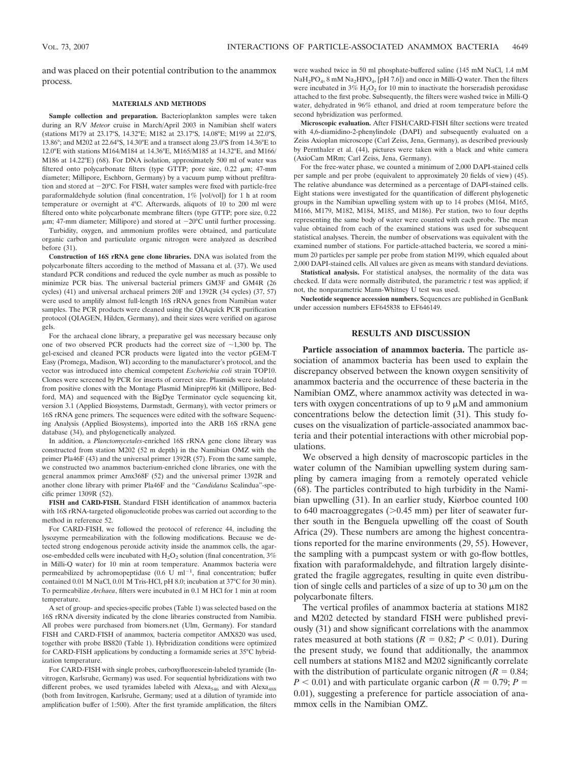and was placed on their potential contribution to the anammox process.

## MATERIALS AND METHODS

**Sample collection and preparation.** Bacterioplankton samples were taken during an R/V *Meteor* cruise in March/April 2003 in Namibian shelf waters (stations M179 at 23.17°S, 14.32°E; M182 at 23.17°S, 14.08°E; M199 at 22.0°S, 13.86°; and M202 at 22.64°S, 14.30°E and a transect along 23.0°S from 14.36°E to 12.0°E with stations M164/M184 at 14.36°E, M165/M185 at 14.32°E, and M166/M186 at 14.22°E) (68). For DNA isolation, approximately 500 ml of water was filtered onto polycarbonate filters (type GTTP; pore size, 0.22 μm; 47-mm diameter; Millipore, Eschborn, Germany) by a vacuum pump without prefiltration and stored at −20°C. For FISH, water samples were fixed with particle-free paraformaldehyde solution (final concentration, 1% [vol/vol]) for 1 h at room temperature or overnight at 4°C. Afterwards, aliquots of 10 to 200 ml were filtered onto white polycarbonate membrane filters (type GTTP; pore size, 0.22 μm; 47-mm diameter; Millipore) and stored at −20°C until further processing.

Turbidity, oxygen, and ammonium profiles were obtained, and particulate organic carbon and particulate organic nitrogen were analyzed as described before (31).

**Construction of 16S rRNA gene clone libraries.** DNA was isolated from the polycarbonate filters according to the method of Massana et al. (37). We used standard PCR conditions and reduced the cycle number as much as possible to minimize PCR bias. The universal bacterial primers GM3F and GM4R (26 cycles) (41) and universal archaeal primers 20F and 1392R (34 cycles) (37, 57) were used to amplify almost full-length 16S rRNA genes from Namibian water samples. The PCR products were cleaned using the QIAquick PCR purification protocol (QIAGEN, Hilden, Germany), and their sizes were verified on agarose gels.

For the archaeal clone library, a preparative gel was necessary because only one of two observed PCR products had the correct size of ~1,300 bp. The gel-excised and cleaned PCR products were ligated into the vector pGEM-T Easy (Promega, Madison, WI) according to the manufacturer's protocol, and the vector was introduced into chemical competent *Escherichia coli* strain TOP10. Clones were screened by PCR for inserts of correct size. Plasmids were isolated from positive clones with the Montage Plasmid Miniprep96 kit (Millipore, Bedford, MA) and sequenced with the BigDye Terminator cycle sequencing kit, version 3.1 (Applied Biosystems, Darmstadt, Germany), with vector primers or 16S rRNA gene primers. The sequences were edited with the software Sequencing Analysis (Applied Biosystems), imported into the ARB 16S rRNA gene database (34), and phylogenetically analyzed.

In addition, a *Planctomycetales*-enriched 16S rRNA gene clone library was constructed from station M202 (52 m depth) in the Namibian OMZ with the primer Pla46F (43) and the universal primer 1392R (57). From the same sample, we constructed two anammox bacterium-enriched clone libraries, one with the general anammox primer Amx368F (52) and the universal primer 1392R and another clone library with primer Pla46F and the "*Candidatus* Scalindua"-specific primer 1309R (52).

**FISH and CARD-FISH.** Standard FISH identification of anammox bacteria with 16S rRNA-targeted oligonucleotide probes was carried out according to the method in reference 52.

For CARD-FISH, we followed the protocol of reference 44, including the lysozyme permeabilization with the following modifications. Because we detected strong endogenous peroxide activity inside the anammox cells, the agarose-embedded cells were incubated with $H_2O_2$ solution (final concentration, 3% in Milli-Q water) for 10 min at room temperature. Anammox bacteria were permeabilized by achromopeptidase (0.6 U ml$^{-1}$, final concentration; buffer contained 0.01 M NaCl, 0.01 M Tris-HCl, pH 8.0; incubation at 37°C for 30 min). To permeabilize *Archaea*, filters were incubated in 0.1 M HCl for 1 min at room temperature.

A set of group- and species-specific probes (Table 1) was selected based on the 16S rRNA diversity indicated by the clone libraries constructed from Namibia. All probes were purchased from biomers.net (Ulm, Germany). For standard FISH and CARD-FISH of anammox, bacteria competitor AMX820 was used, together with probe BS820 (Table 1). Hybridization conditions were optimized for CARD-FISH applications by conducting a formamide series at 35°C hybridization temperature.

For CARD-FISH with single probes, carboxyfluorescein-labeled tyramide (Invitrogen, Karlsruhe, Germany) was used. For sequential hybridizations with two different probes, we used tyramides labeled with Alexa$_{546}$ and with Alexa$_{488}$ (both from Invitrogen, Karlsruhe, Germany; used at a dilution of tyramide into amplification buffer of 1:500). After the first tyramide amplification, the filters were washed twice in 50 ml phosphate-buffered saline (145 mM NaCl, 1.4 mM $NaH_2PO_4$, 8 mM $Na_2HPO_4$, [pH 7.6]) and once in Milli-Q water. Then the filters were incubated in 3% $H_2O_2$ for 10 min to inactivate the horseradish peroxidase attached to the first probe. Subsequently, the filters were washed twice in Milli-Q water, dehydrated in 96% ethanol, and dried at room temperature before the second hybridization was performed.

**Microscopic evaluation.** After FISH/CARD-FISH filter sections were treated with 4,6-diamidino-2-phenylindole (DAPI) and subsequently evaluated on a Zeiss Axioplan microscope (Carl Zeiss, Jena, Germany), as described previously by Pernthaler et al. (44), pictures were taken with a black and white camera (AxioCam MRm; Carl Zeiss, Jena, Germany).

For the free-water phase, we counted a minimum of 2,000 DAPI-stained cells per sample and per probe (equivalent to approximately 20 fields of view) (45). The relative abundance was determined as a percentage of DAPI-stained cells. Eight stations were investigated for the quantification of different phylogenetic groups in the Namibian upwelling system with up to 14 probes (M164, M165, M166, M179, M182, M184, M185, and M186). Per station, two to four depths representing the same body of water were counted with each probe. The mean value obtained from each of the examined stations was used for subsequent statistical analyses. Therein, the number of observations was equivalent with the examined number of stations. For particle-attached bacteria, we scored a minimum 20 particles per sample per probe from station M199, which equaled about 2,000 DAPI-stained cells. All values are given as means with standard deviations.

**Statistical analysis.** For statistical analyses, the normality of the data was checked. If data were normally distributed, the parametric *t* test was applied; if not, the nonparametric Mann-Whitney U test was used.

**Nucleotide sequence accession numbers.** Sequences are published in GenBank under accession numbers EF645838 to EF646149.

## RESULTS AND DISCUSSION

**Particle association of anammox bacteria.** The particle association of anammox bacteria has been used to explain the discrepancy observed between the known oxygen sensitivity of anammox bacteria and the occurrence of these bacteria in the Namibian OMZ, where anammox activity was detected in waters with oxygen concentrations of up to 9 μM and ammonium concentrations below the detection limit (31). This study focuses on the visualization of particle-associated anammox bacteria and their potential interactions with other microbial populations.

We observed a high density of macroscopic particles in the water column of the Namibian upwelling system during sampling by camera imaging from a remotely operated vehicle (68). The particles contributed to high turbidity in the Namibian upwelling (31). In an earlier study, Kiørboe counted 100 to 640 macroaggregates (>0.45 mm) per liter of seawater further south in the Benguela upwelling off the coast of South Africa (29). These numbers are among the highest concentrations reported for the marine environments (29, 55). However, the sampling with a pumpcast system or with go-flow bottles, fixation with paraformaldehyde, and filtration largely disintegrated the fragile aggregates, resulting in quite even distribution of single cells and particles of a size of up to 30 μm on the polycarbonate filters.

The vertical profiles of anammox bacteria at stations M182 and M202 detected by standard FISH were published previously (31) and show significant correlations with the anammox rates measured at both stations ($R = 0.82$; $P < 0.01$). During the present study, we found that additionally, the anammox cell numbers at stations M182 and M202 significantly correlate with the distribution of particulate organic nitrogen ($R = 0.84$; $P < 0.01$) and with particulate organic carbon ($R = 0.79$; $P = 0.01$), suggesting a preference for particle association of anammox cells in the Namibian OMZ.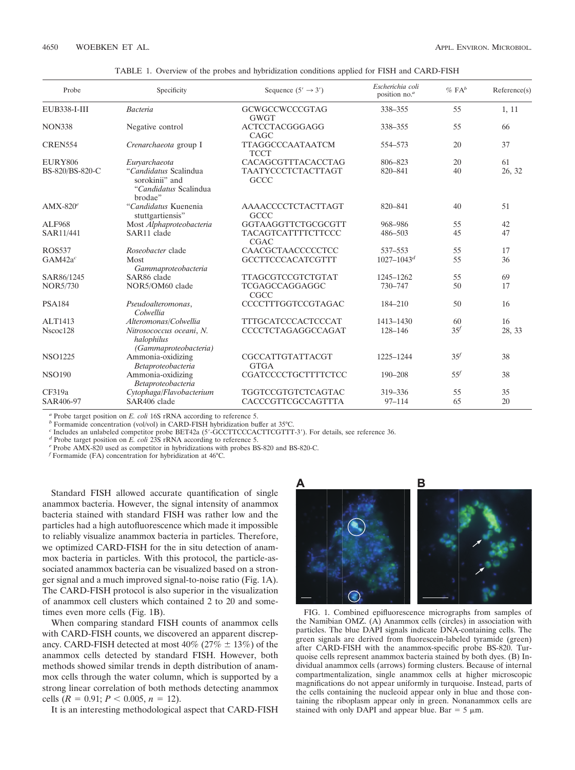TABLE 1. Overview of the probes and hybridization conditions applied for FISH and CARD-FISH

| Probe | Specificity | Sequence (5′ → 3′) | *Escherichia coli* position no.[a] | % FA[b] | Reference(s) |
|---|---|---|---|---|---|
| EUB338-I-III | *Bacteria* | GCWGCCWCCCGTAG GWGT | 338–355 | 55 | 1, 11 |
| NON338 | Negative control | ACTCCTACGGGAGG CAGC | 338–355 | 55 | 66 |
| CREN554 | *Crenarchaeota* group I | TTAGGCCCAATAATCM TCCT | 554–573 | 20 | 37 |
| EURY806 | *Euryarchaeota* | CACAGCGTTTACACCTAG | 806–823 | 20 | 61 |
| BS-820/BS-820-C | "*Candidatus* Scalindua sorokinii" and "*Candidatus* Scalindua brodae" | TAATYCCCTCTACTTAGT GCCC | 820–841 | 40 | 26, 32 |
| AMX-820[e] | "*Candidatus* Kuenenia stuttgartiensis" | AAAACCCCTCTACTTAGT GCCC | 820–841 | 40 | 51 |
| ALF968 | Most *Alphaproteobacteria* | GGTAAGGTTCTGCGCGTT | 968–986 | 55 | 42 |
| SAR11/441 | SAR11 clade | TACAGTCATTTTCTTCCC CGAC | 486–503 | 45 | 47 |
| ROS537 | *Roseobacter* clade | CAACGCTAACCCCCTCC | 537–553 | 55 | 17 |
| GAM42a[c] | Most *Gammaproteobacteria* | GCCTTCCCACATCGTTT | 1027–1043[d] | 55 | 36 |
| SAR86/1245 | SAR86 clade | TTAGCGTCCGTCTGTAT | 1245–1262 | 55 | 69 |
| NOR5/730 | NOR5/OM60 clade | TCGAGCCAGGAGGC CGCC | 730–747 | 50 | 17 |
| PSA184 | *Pseudoalteromonas*, *Colwellia* | CCCCTTTGGTCCGTAGAC | 184–210 | 50 | 16 |
| ALT1413 | *Alteromonas*/*Colwellia* | TTTGCATCCCACTCCCAT | 1413–1430 | 60 | 16 |
| Nscoc128 | *Nitrosococcus oceani*, *N. halophilus* (*Gammaproteobacteria*) | CCCCTCTAGAGGCCAGAT | 128–146 | 35[f] | 28, 33 |
| NSO1225 | Ammonia-oxidizing *Betaproteobacteria* | CGCCATTGTATTACGT GTGA | 1225–1244 | 35[f] | 38 |
| NSO190 | Ammonia-oxidizing *Betaproteobacteria* | CGATCCCCTGCTTTTCTCC | 190–208 | 55[f] | 38 |
| CF319a | *Cytophaga*/*Flavobacterium* | TGGTCCGTGTCTCAGTAC | 319–336 | 55 | 35 |
| SAR406-97 | SAR406 clade | CACCCGTTCGCCAGTTTA | 97–114 | 65 | 20 |

[a] Probe target position on *E. coli* 16S rRNA according to reference 5.
[b] Formamide concentration (vol/vol) in CARD-FISH hybridization buffer at 35°C.
[c] Includes an unlabeled competitor probe BET42a (5′-GCCTTCCCACTTCGTTT-3′). For details, see reference 36.
[d] Probe target position on *E. coli* 23S rRNA according to reference 5.
[e] Probe AMX-820 used as competitor in hybridizations with probes BS-820 and BS-820-C.
[f] Formamide (FA) concentration for hybridization at 46°C.

Standard FISH allowed accurate quantification of single anammox bacteria. However, the signal intensity of anammox bacteria stained with standard FISH was rather low and the particles had a high autofluorescence which made it impossible to reliably visualize anammox bacteria in particles. Therefore, we optimized CARD-FISH for the in situ detection of anammox bacteria in particles. With this protocol, the particle-associated anammox bacteria can be visualized based on a stronger signal and a much improved signal-to-noise ratio (Fig. 1A). The CARD-FISH protocol is also superior in the visualization of anammox cell clusters which contained 2 to 20 and sometimes even more cells (Fig. 1B).

When comparing standard FISH counts of anammox cells with CARD-FISH counts, we discovered an apparent discrepancy. CARD-FISH detected at most 40% (27% ± 13%) of the anammox cells detected by standard FISH. However, both methods showed similar trends in depth distribution of anammox cells through the water column, which is supported by a strong linear correlation of both methods detecting anammox cells ($R = 0.91$; $P < 0.005$, $n = 12$).

It is an interesting methodological aspect that CARD-FISH

FIG. 1. Combined epifluorescence micrographs from samples of the Namibian OMZ. (A) Anammox cells (circles) in association with particles. The blue DAPI signals indicate DNA-containing cells. The green signals are derived from fluorescein-labeled tyramide (green) after CARD-FISH with the anammox-specific probe BS-820. Turquoise cells represent anammox bacteria stained by both dyes. (B) Individual anammox cells (arrows) forming clusters. Because of internal compartmentalization, single anammox cells at higher microscopic magnifications do not appear uniformly in turquoise. Instead, parts of the cells containing the nucleoid appear only in blue and those containing the riboplasm appear only in green. Nonanammox cells are stained with only DAPI and appear blue. Bar = 5 μm.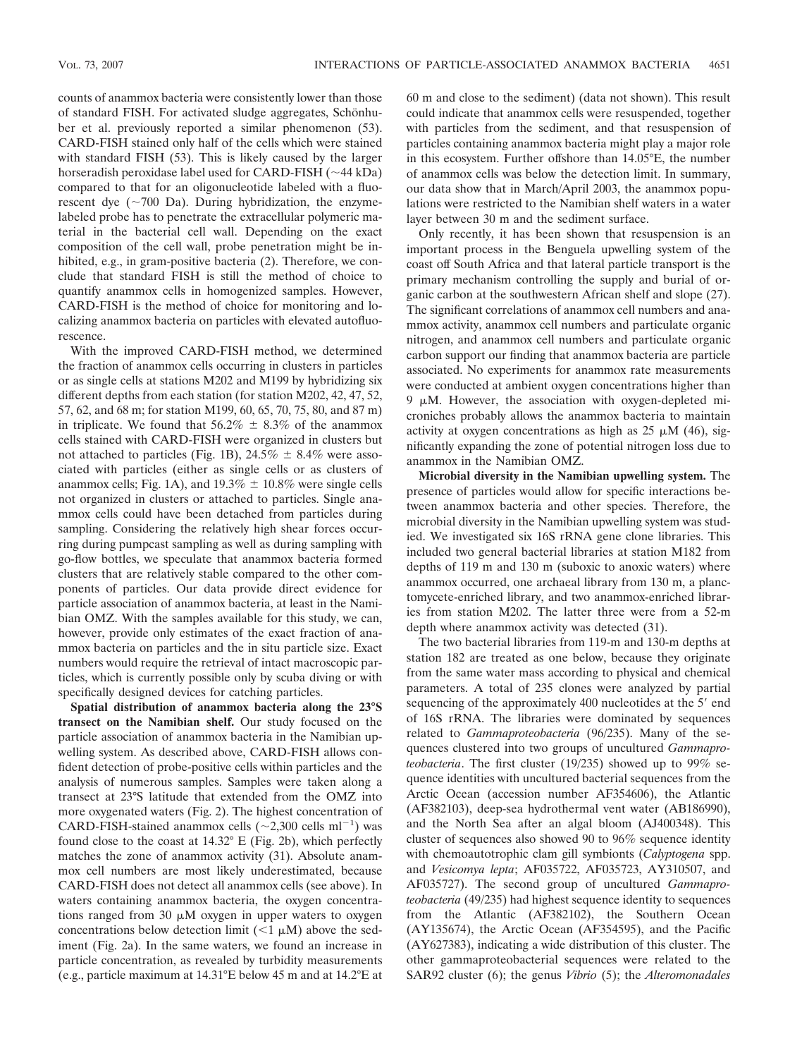counts of anammox bacteria were consistently lower than those of standard FISH. For activated sludge aggregates, Schönhuber et al. previously reported a similar phenomenon (53). CARD-FISH stained only half of the cells which were stained with standard FISH (53). This is likely caused by the larger horseradish peroxidase label used for CARD-FISH (~44 kDa) compared to that for an oligonucleotide labeled with a fluorescent dye (~700 Da). During hybridization, the enzyme-labeled probe has to penetrate the extracellular polymeric material in the bacterial cell wall. Depending on the exact composition of the cell wall, probe penetration might be inhibited, e.g., in gram-positive bacteria (2). Therefore, we conclude that standard FISH is still the method of choice to quantify anammox cells in homogenized samples. However, CARD-FISH is the method of choice for monitoring and localizing anammox bacteria on particles with elevated autofluorescence.

With the improved CARD-FISH method, we determined the fraction of anammox cells occurring in clusters in particles or as single cells at stations M202 and M199 by hybridizing six different depths from each station (for station M202, 42, 47, 52, 57, 62, and 68 m; for station M199, 60, 65, 70, 75, 80, and 87 m) in triplicate. We found that 56.2% ± 8.3% of the anammox cells stained with CARD-FISH were organized in clusters but not attached to particles (Fig. 1B), 24.5% ± 8.4% were associated with particles (either as single cells or as clusters of anammox cells; Fig. 1A), and 19.3% ± 10.8% were single cells not organized in clusters or attached to particles. Single anammox cells could have been detached from particles during sampling. Considering the relatively high shear forces occurring during pumpcast sampling as well as during sampling with go-flow bottles, we speculate that anammox bacteria formed clusters that are relatively stable compared to the other components of particles. Our data provide direct evidence for particle association of anammox bacteria, at least in the Namibian OMZ. With the samples available for this study, we can, however, provide only estimates of the exact fraction of anammox bacteria on particles and the in situ particle size. Exact numbers would require the retrieval of intact macroscopic particles, which is currently possible only by scuba diving or with specifically designed devices for catching particles.

**Spatial distribution of anammox bacteria along the 23°S transect on the Namibian shelf.** Our study focused on the particle association of anammox bacteria in the Namibian upwelling system. As described above, CARD-FISH allows confident detection of probe-positive cells within particles and the analysis of numerous samples. Samples were taken along a transect at 23°S latitude that extended from the OMZ into more oxygenated waters (Fig. 2). The highest concentration of CARD-FISH-stained anammox cells (~2,300 cells $ml^{-1}$) was found close to the coast at 14.32° E (Fig. 2b), which perfectly matches the zone of anammox activity (31). Absolute anammox cell numbers are most likely underestimated, because CARD-FISH does not detect all anammox cells (see above). In waters containing anammox bacteria, the oxygen concentrations ranged from 30 μM oxygen in upper waters to oxygen concentrations below detection limit (<1 μM) above the sediment (Fig. 2a). In the same waters, we found an increase in particle concentration, as revealed by turbidity measurements (e.g., particle maximum at 14.31°E below 45 m and at 14.2°E at 60 m and close to the sediment) (data not shown). This result could indicate that anammox cells were resuspended, together with particles from the sediment, and that resuspension of particles containing anammox bacteria might play a major role in this ecosystem. Further offshore than 14.05°E, the number of anammox cells was below the detection limit. In summary, our data show that in March/April 2003, the anammox populations were restricted to the Namibian shelf waters in a water layer between 30 m and the sediment surface.

Only recently, it has been shown that resuspension is an important process in the Benguela upwelling system of the coast off South Africa and that lateral particle transport is the primary mechanism controlling the supply and burial of organic carbon at the southwestern African shelf and slope (27). The significant correlations of anammox cell numbers and anammox activity, anammox cell numbers and particulate organic nitrogen, and anammox cell numbers and particulate organic carbon support our finding that anammox bacteria are particle associated. No experiments for anammox rate measurements were conducted at ambient oxygen concentrations higher than 9 μM. However, the association with oxygen-depleted microniches probably allows the anammox bacteria to maintain activity at oxygen concentrations as high as 25 μM (46), significantly expanding the zone of potential nitrogen loss due to anammox in the Namibian OMZ.

**Microbial diversity in the Namibian upwelling system.** The presence of particles would allow for specific interactions between anammox bacteria and other species. Therefore, the microbial diversity in the Namibian upwelling system was studied. We investigated six 16S rRNA gene clone libraries. This included two general bacterial libraries at station M182 from depths of 119 m and 130 m (suboxic to anoxic waters) where anammox occurred, one archaeal library from 130 m, a planctomycete-enriched library, and two anammox-enriched libraries from station M202. The latter three were from a 52-m depth where anammox activity was detected (31).

The two bacterial libraries from 119-m and 130-m depths at station 182 are treated as one below, because they originate from the same water mass according to physical and chemical parameters. A total of 235 clones were analyzed by partial sequencing of the approximately 400 nucleotides at the 5′ end of 16S rRNA. The libraries were dominated by sequences related to *Gammaproteobacteria* (96/235). Many of the sequences clustered into two groups of uncultured *Gammaproteobacteria*. The first cluster (19/235) showed up to 99% sequence identities with uncultured bacterial sequences from the Arctic Ocean (accession number AF354606), the Atlantic (AF382103), deep-sea hydrothermal vent water (AB186990), and the North Sea after an algal bloom (AJ400348). This cluster of sequences also showed 90 to 96% sequence identity with chemoautotrophic clam gill symbionts (*Calyptogena* spp. and *Vesicomya lepta*; AF035722, AF035723, AY310507, and AF035727). The second group of uncultured *Gammaproteobacteria* (49/235) had highest sequence identity to sequences from the Atlantic (AF382102), the Southern Ocean (AY135674), the Arctic Ocean (AF354595), and the Pacific (AY627383), indicating a wide distribution of this cluster. The other gammaproteobacterial sequences were related to the SAR92 cluster (6); the genus *Vibrio* (5); the *Alteromonadales*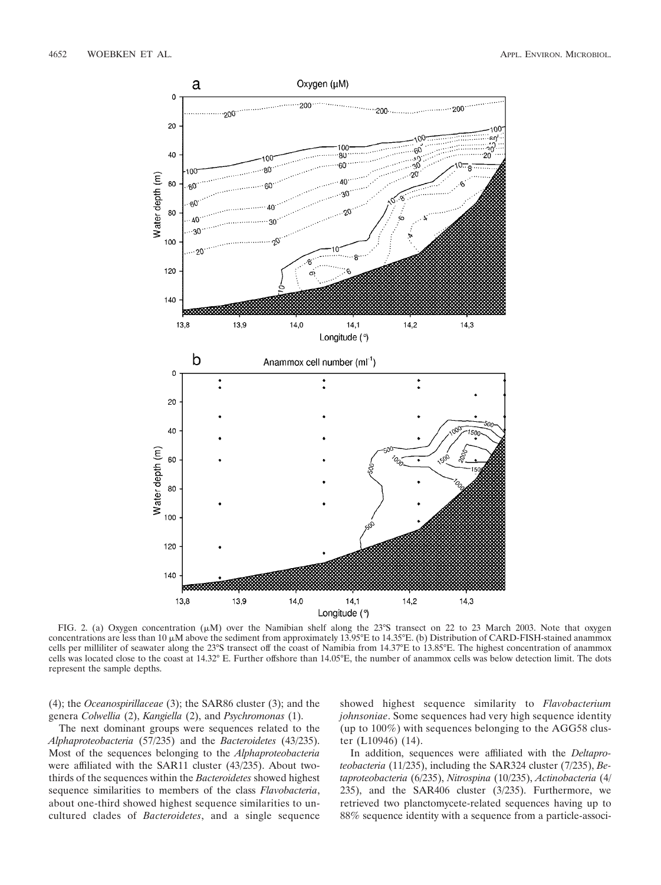FIG. 2. (a) Oxygen concentration (μM) over the Namibian shelf along the 23°S transect on 22 to 23 March 2003. Note that oxygen concentrations are less than 10 μM above the sediment from approximately 13.95°E to 14.35°E. (b) Distribution of CARD-FISH-stained anammox cells per milliliter of seawater along the 23°S transect off the coast of Namibia from 14.37°E to 13.85°E. The highest concentration of anammox cells was located close to the coast at 14.32° E. Further offshore than 14.05°E, the number of anammox cells was below detection limit. The dots represent the sample depths.

(4); the *Oceanospirillaceae* (3); the SAR86 cluster (3); and the genera *Colwellia* (2), *Kangiella* (2), and *Psychromonas* (1).

The next dominant groups were sequences related to the *Alphaproteobacteria* (57/235) and the *Bacteroidetes* (43/235). Most of the sequences belonging to the *Alphaproteobacteria* were affiliated with the SAR11 cluster (43/235). About two-thirds of the sequences within the *Bacteroidetes* showed highest sequence similarities to members of the class *Flavobacteria*, about one-third showed highest sequence similarities to uncultured clades of *Bacteroidetes*, and a single sequence showed highest sequence similarity to *Flavobacterium johnsoniae*. Some sequences had very high sequence identity (up to 100%) with sequences belonging to the AGG58 cluster (L10946) (14).

In addition, sequences were affiliated with the *Deltaproteobacteria* (11/235), including the SAR324 cluster (7/235), *Betaproteobacteria* (6/235), *Nitrospina* (10/235), *Actinobacteria* (4/235), and the SAR406 cluster (3/235). Furthermore, we retrieved two planctomycete-related sequences having up to 88% sequence identity with a sequence from a particle-associ-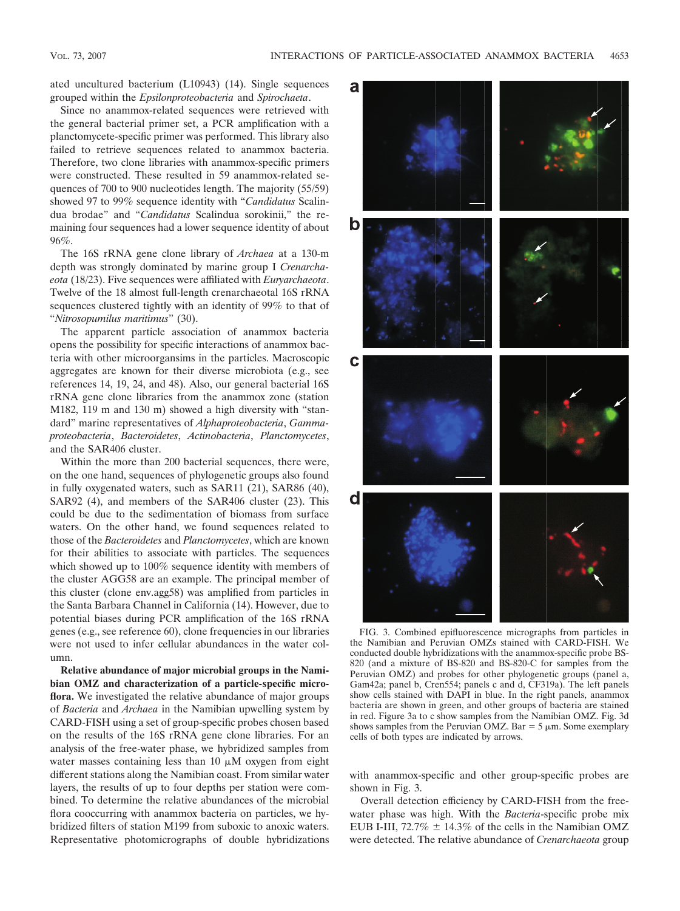ated uncultured bacterium (L10943) (14). Single sequences grouped within the *Epsilonproteobacteria* and *Spirochaeta*.

Since no anammox-related sequences were retrieved with the general bacterial primer set, a PCR amplification with a planctomycete-specific primer was performed. This library also failed to retrieve sequences related to anammox bacteria. Therefore, two clone libraries with anammox-specific primers were constructed. These resulted in 59 anammox-related sequences of 700 to 900 nucleotides length. The majority (55/59) showed 97 to 99% sequence identity with "*Candidatus* Scalindua brodae" and "*Candidatus* Scalindua sorokinii," the remaining four sequences had a lower sequence identity of about 96%.

The 16S rRNA gene clone library of *Archaea* at a 130-m depth was strongly dominated by marine group I *Crenarchaeota* (18/23). Five sequences were affiliated with *Euryarchaeota*. Twelve of the 18 almost full-length crenarchaeotal 16S rRNA sequences clustered tightly with an identity of 99% to that of "*Nitrosopumilus maritimus*" (30).

The apparent particle association of anammox bacteria opens the possibility for specific interactions of anammox bacteria with other microorgansims in the particles. Macroscopic aggregates are known for their diverse microbiota (e.g., see references 14, 19, 24, and 48). Also, our general bacterial 16S rRNA gene clone libraries from the anammox zone (station M182, 119 m and 130 m) showed a high diversity with "standard" marine representatives of *Alphaproteobacteria*, *Gammaproteobacteria*, *Bacteroidetes*, *Actinobacteria*, *Planctomycetes*, and the SAR406 cluster.

Within the more than 200 bacterial sequences, there were, on the one hand, sequences of phylogenetic groups also found in fully oxygenated waters, such as SAR11 (21), SAR86 (40), SAR92 (4), and members of the SAR406 cluster (23). This could be due to the sedimentation of biomass from surface waters. On the other hand, we found sequences related to those of the *Bacteroidetes* and *Planctomycetes*, which are known for their abilities to associate with particles. The sequences which showed up to 100% sequence identity with members of the cluster AGG58 are an example. The principal member of this cluster (clone env.agg58) was amplified from particles in the Santa Barbara Channel in California (14). However, due to potential biases during PCR amplification of the 16S rRNA genes (e.g., see reference 60), clone frequencies in our libraries were not used to infer cellular abundances in the water column.

**Relative abundance of major microbial groups in the Namibian OMZ and characterization of a particle-specific microflora.** We investigated the relative abundance of major groups of *Bacteria* and *Archaea* in the Namibian upwelling system by CARD-FISH using a set of group-specific probes chosen based on the results of the 16S rRNA gene clone libraries. For an analysis of the free-water phase, we hybridized samples from water masses containing less than 10 μM oxygen from eight different stations along the Namibian coast. From similar water layers, the results of up to four depths per station were combined. To determine the relative abundances of the microbial flora cooccurring with anammox bacteria on particles, we hybridized filters of station M199 from suboxic to anoxic waters. Representative photomicrographs of double hybridizations with anammox-specific and other group-specific probes are shown in Fig. 3.

FIG. 3. Combined epifluorescence micrographs from particles in the Namibian and Peruvian OMZs stained with CARD-FISH. We conducted double hybridizations with the anammox-specific probe BS-820 (and a mixture of BS-820 and BS-820-C for samples from the Peruvian OMZ) and probes for other phylogenetic groups (panel a, Gam42a; panel b, Cren554; panels c and d, CF319a). The left panels show cells stained with DAPI in blue. In the right panels, anammox bacteria are shown in green, and other groups of bacteria are stained in red. Figure 3a to c show samples from the Namibian OMZ. Fig. 3d shows samples from the Peruvian OMZ. Bar = 5 μm. Some exemplary cells of both types are indicated by arrows.

Overall detection efficiency by CARD-FISH from the free-water phase was high. With the *Bacteria*-specific probe mix EUB I-III, 72.7% ± 14.3% of the cells in the Namibian OMZ were detected. The relative abundance of *Crenarchaeota* group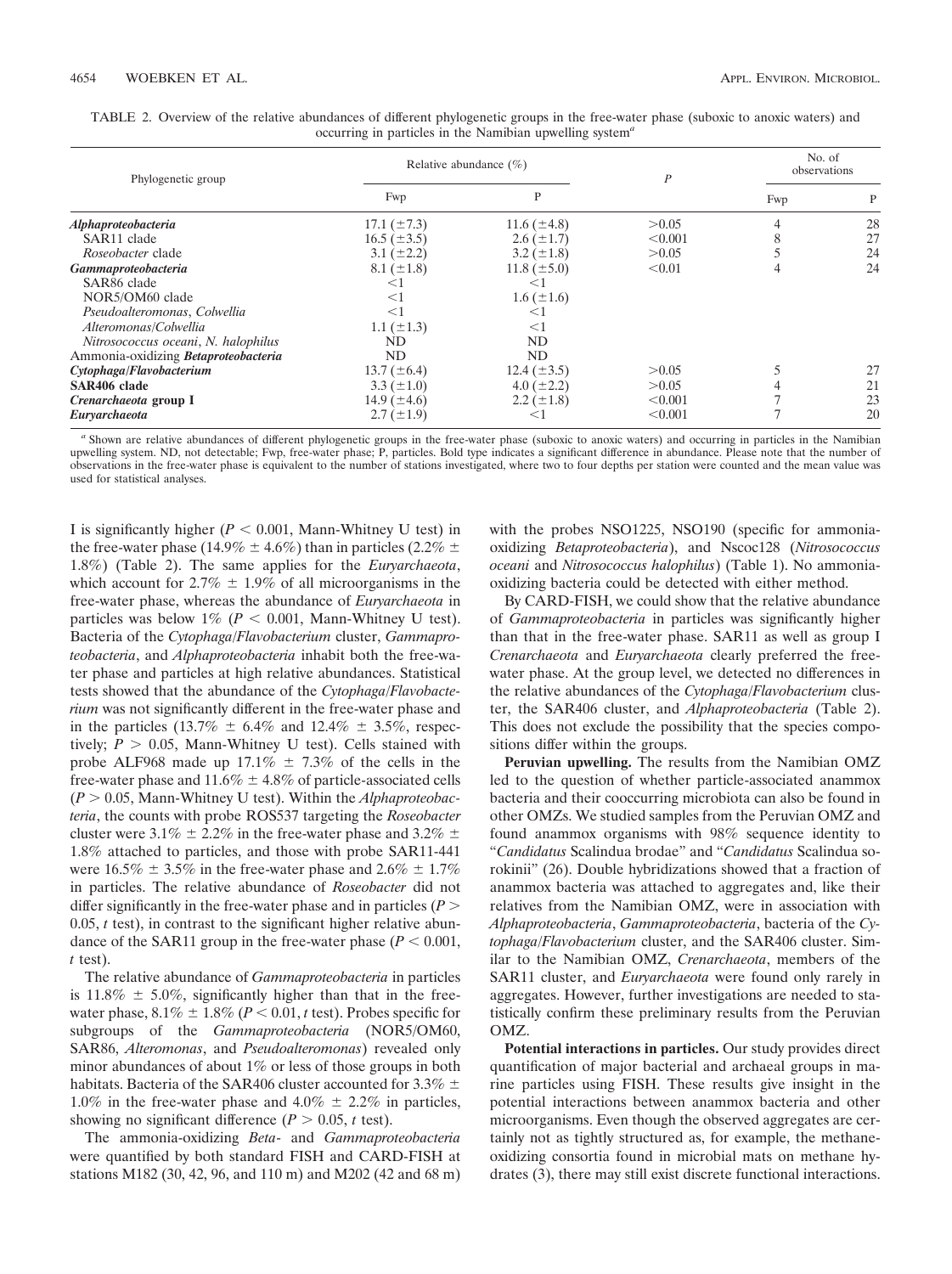TABLE 2. Overview of the relative abundances of different phylogenetic groups in the free-water phase (suboxic to anoxic waters) and occurring in particles in the Namibian upwelling system[a]

| Phylogenetic group | Relative abundance (%) | | *P* | No. of observations | |
|---|---|---|---|---|---|
| | Fwp | P | | Fwp | P |
| ***Alphaproteobacteria*** | 17.1 (±7.3) | 11.6 (±4.8) | >0.05 | 4 | 28 |
| SAR11 clade | 16.5 (±3.5) | 2.6 (±1.7) | <0.001 | 8 | 27 |
| *Roseobacter* clade | 3.1 (±2.2) | 3.2 (±1.8) | >0.05 | 5 | 24 |
| ***Gammaproteobacteria*** | 8.1 (±1.8) | 11.8 (±5.0) | <0.01 | 4 | 24 |
| SAR86 clade | <1 | <1 | | | |
| NOR5/OM60 clade | <1 | 1.6 (±1.6) | | | |
| *Pseudoalteromonas*, *Colwellia* | <1 | <1 | | | |
| *Alteromonas*/*Colwellia* | 1.1 (±1.3) | <1 | | | |
| *Nitrosococcus oceani*, *N. halophilus* | ND | ND | | | |
| Ammonia-oxidizing ***Betaproteobacteria*** | ND | ND | | | |
| ***Cytophaga*/*Flavobacterium*** | 13.7 (±6.4) | 12.4 (±3.5) | >0.05 | 5 | 27 |
| **SAR406 clade** | 3.3 (±1.0) | 4.0 (±2.2) | >0.05 | 4 | 21 |
| ***Crenarchaeota* group I** | 14.9 (±4.6) | 2.2 (±1.8) | <0.001 | 7 | 23 |
| ***Euryarchaeota*** | 2.7 (±1.9) | <1 | <0.001 | 7 | 20 |

[a] Shown are relative abundances of different phylogenetic groups in the free-water phase (suboxic to anoxic waters) and occurring in particles in the Namibian upwelling system. ND, not detectable; Fwp, free-water phase; P, particles. Bold type indicates a significant difference in abundance. Please note that the number of observations in the free-water phase is equivalent to the number of stations investigated, where two to four depths per station were counted and the mean value was used for statistical analyses.

I is significantly higher ($P < 0.001$, Mann-Whitney U test) in the free-water phase (14.9% ± 4.6%) than in particles (2.2% ± 1.8%) (Table 2). The same applies for the *Euryarchaeota*, which account for 2.7% ± 1.9% of all microorganisms in the free-water phase, whereas the abundance of *Euryarchaeota* in particles was below 1% ($P < 0.001$, Mann-Whitney U test). Bacteria of the *Cytophaga*/*Flavobacterium* cluster, *Gammaproteobacteria*, and *Alphaproteobacteria* inhabit both the free-water phase and particles at high relative abundances. Statistical tests showed that the abundance of the *Cytophaga*/*Flavobacterium* was not significantly different in the free-water phase and in the particles (13.7% ± 6.4% and 12.4% ± 3.5%, respectively; $P > 0.05$, Mann-Whitney U test). Cells stained with probe ALF968 made up 17.1% ± 7.3% of the cells in the free-water phase and 11.6% ± 4.8% of particle-associated cells ($P > 0.05$, Mann-Whitney U test). Within the *Alphaproteobacteria*, the counts with probe ROS537 targeting the *Roseobacter* cluster were 3.1% ± 2.2% in the free-water phase and 3.2% ± 1.8% attached to particles, and those with probe SAR11-441 were 16.5% ± 3.5% in the free-water phase and 2.6% ± 1.7% in particles. The relative abundance of *Roseobacter* did not differ significantly in the free-water phase and in particles ($P > 0.05$, *t* test), in contrast to the significant higher relative abundance of the SAR11 group in the free-water phase ($P < 0.001$, *t* test).

The relative abundance of *Gammaproteobacteria* in particles is 11.8% ± 5.0%, significantly higher than that in the free-water phase, 8.1% ± 1.8% ($P < 0.01$, *t* test). Probes specific for subgroups of the *Gammaproteobacteria* (NOR5/OM60, SAR86, *Alteromonas*, and *Pseudoalteromonas*) revealed only minor abundances of about 1% or less of those groups in both habitats. Bacteria of the SAR406 cluster accounted for 3.3% ± 1.0% in the free-water phase and 4.0% ± 2.2% in particles, showing no significant difference ($P > 0.05$, *t* test).

The ammonia-oxidizing *Beta*- and *Gammaproteobacteria* were quantified by both standard FISH and CARD-FISH at stations M182 (30, 42, 96, and 110 m) and M202 (42 and 68 m) with the probes NSO1225, NSO190 (specific for ammonia-oxidizing *Betaproteobacteria*), and Nscoc128 (*Nitrosococcus oceani* and *Nitrosococcus halophilus*) (Table 1). No ammonia-oxidizing bacteria could be detected with either method.

By CARD-FISH, we could show that the relative abundance of *Gammaproteobacteria* in particles was significantly higher than that in the free-water phase. SAR11 as well as group I *Crenarchaeota* and *Euryarchaeota* clearly preferred the free-water phase. At the group level, we detected no differences in the relative abundances of the *Cytophaga*/*Flavobacterium* cluster, the SAR406 cluster, and *Alphaproteobacteria* (Table 2). This does not exclude the possibility that the species compositions differ within the groups.

**Peruvian upwelling.** The results from the Namibian OMZ led to the question of whether particle-associated anammox bacteria and their cooccurring microbiota can also be found in other OMZs. We studied samples from the Peruvian OMZ and found anammox organisms with 98% sequence identity to "*Candidatus* Scalindua brodae" and "*Candidatus* Scalindua sorokinii" (26). Double hybridizations showed that a fraction of anammox bacteria was attached to aggregates and, like their relatives from the Namibian OMZ, were in association with *Alphaproteobacteria*, *Gammaproteobacteria*, bacteria of the *Cytophaga*/*Flavobacterium* cluster, and the SAR406 cluster. Similar to the Namibian OMZ, *Crenarchaeota*, members of the SAR11 cluster, and *Euryarchaeota* were found only rarely in aggregates. However, further investigations are needed to statistically confirm these preliminary results from the Peruvian OMZ.

**Potential interactions in particles.** Our study provides direct quantification of major bacterial and archaeal groups in marine particles using FISH. These results give insight in the potential interactions between anammox bacteria and other microorganisms. Even though the observed aggregates are certainly not as tightly structured as, for example, the methane-oxidizing consortia found in microbial mats on methane hydrates (3), there may still exist discrete functional interactions.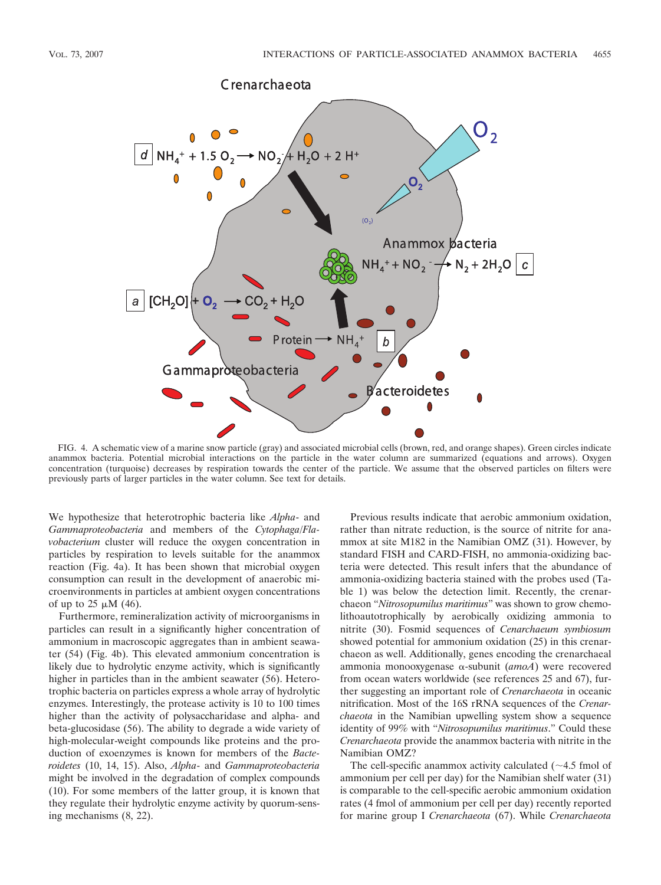FIG. 4. A schematic view of a marine snow particle (gray) and associated microbial cells (brown, red, and orange shapes). Green circles indicate anammox bacteria. Potential microbial interactions on the particle in the water column are summarized (equations and arrows). Oxygen concentration (turquoise) decreases by respiration towards the center of the particle. We assume that the observed particles on filters were previously parts of larger particles in the water column. See text for details.

We hypothesize that heterotrophic bacteria like *Alpha*- and *Gammaproteobacteria* and members of the *Cytophaga*/*Flavobacterium* cluster will reduce the oxygen concentration in particles by respiration to levels suitable for the anammox reaction (Fig. 4a). It has been shown that microbial oxygen consumption can result in the development of anaerobic microenvironments in particles at ambient oxygen concentrations of up to 25 μM (46).

Furthermore, remineralization activity of microorganisms in particles can result in a significantly higher concentration of ammonium in macroscopic aggregates than in ambient seawater (54) (Fig. 4b). This elevated ammonium concentration is likely due to hydrolytic enzyme activity, which is significantly higher in particles than in the ambient seawater (56). Heterotrophic bacteria on particles express a whole array of hydrolytic enzymes. Interestingly, the protease activity is 10 to 100 times higher than the activity of polysaccharidase and alpha- and beta-glucosidase (56). The ability to degrade a wide variety of high-molecular-weight compounds like proteins and the production of exoenzymes is known for members of the *Bacteroidetes* (10, 14, 15). Also, *Alpha*- and *Gammaproteobacteria* might be involved in the degradation of complex compounds (10). For some members of the latter group, it is known that they regulate their hydrolytic enzyme activity by quorum-sensing mechanisms (8, 22).

Previous results indicate that aerobic ammonium oxidation, rather than nitrate reduction, is the source of nitrite for anammox at site M182 in the Namibian OMZ (31). However, by standard FISH and CARD-FISH, no ammonia-oxidizing bacteria were detected. This result infers that the abundance of ammonia-oxidizing bacteria stained with the probes used (Table 1) was below the detection limit. Recently, the crenarchaeon "*Nitrosopumilus maritimus*" was shown to grow chemolithoautotrophically by aerobically oxidizing ammonia to nitrite (30). Fosmid sequences of *Cenarchaeum symbiosum* showed potential for ammonium oxidation (25) in this crenarchaeon as well. Additionally, genes encoding the crenarchaeal ammonia monooxygenase α-subunit (*amoA*) were recovered from ocean waters worldwide (see references 25 and 67), further suggesting an important role of *Crenarchaeota* in oceanic nitrification. Most of the 16S rRNA sequences of the *Crenarchaeota* in the Namibian upwelling system show a sequence identity of 99% with "*Nitrosopumilus maritimus*." Could these *Crenarchaeota* provide the anammox bacteria with nitrite in the Namibian OMZ?

The cell-specific anammox activity calculated (~4.5 fmol of ammonium per cell per day) for the Namibian shelf water (31) is comparable to the cell-specific aerobic ammonium oxidation rates (4 fmol of ammonium per cell per day) recently reported for marine group I *Crenarchaeota* (67). While *Crenarchaeota*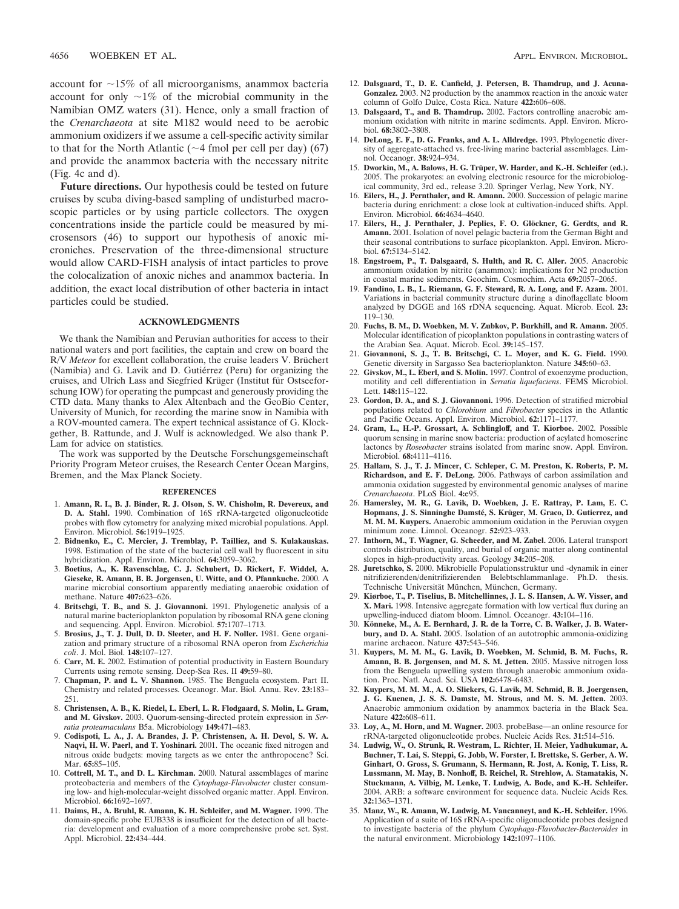account for ~15% of all microorganisms, anammox bacteria account for only ~1% of the microbial community in the Namibian OMZ waters (31). Hence, only a small fraction of the *Crenarchaeota* at site M182 would need to be aerobic ammonium oxidizers if we assume a cell-specific activity similar to that for the North Atlantic (~4 fmol per cell per day) (67) and provide the anammox bacteria with the necessary nitrite (Fig. 4c and d).

**Future directions.** Our hypothesis could be tested on future cruises by scuba diving-based sampling of undisturbed macroscopic particles or by using particle collectors. The oxygen concentrations inside the particle could be measured by microsensors (46) to support our hypothesis of anoxic microniches. Preservation of the three-dimensional structure would allow CARD-FISH analysis of intact particles to prove the colocalization of anoxic niches and anammox bacteria. In addition, the exact local distribution of other bacteria in intact particles could be studied.

## ACKNOWLEDGMENTS

We thank the Namibian and Peruvian authorities for access to their national waters and port facilities, the captain and crew on board the R/V *Meteor* for excellent collaboration, the cruise leaders V. Brüchert (Namibia) and G. Lavik and D. Gutiérrez (Peru) for organizing the cruises, and Ulrich Lass and Siegfried Krüger (Institut für Ostseeforschung IOW) for operating the pumpcast and generously providing the CTD data. Many thanks to Alex Altenbach and the GeoBio Center, University of Munich, for recording the marine snow in Namibia with a ROV-mounted camera. The expert technical assistance of G. Klockgether, B. Rattunde, and J. Wulf is acknowledged. We also thank P. Lam for advice on statistics.

The work was supported by the Deutsche Forschungsgemeinschaft Priority Program Meteor cruises, the Research Center Ocean Margins, Bremen, and the Max Planck Society.

## REFERENCES

1. **Amann, R. I., B. J. Binder, R. J. Olson, S. W. Chisholm, R. Devereux, and D. A. Stahl.** 1990. Combination of 16S rRNA-targeted oligonucleotide probes with flow cytometry for analyzing mixed microbial populations. Appl. Environ. Microbiol. **56:**1919–1925.
2. **Bidnenko, E., C. Mercier, J. Tremblay, P. Tailliez, and S. Kulakauskas.** 1998. Estimation of the state of the bacterial cell wall by fluorescent in situ hybridization. Appl. Environ. Microbiol. **64:**3059–3062.
3. **Boetius, A., K. Ravenschlag, C. J. Schubert, D. Rickert, F. Widdel, A. Gieseke, R. Amann, B. B. Jørgensen, U. Witte, and O. Pfannkuche.** 2000. A marine microbial consortium apparently mediating anaerobic oxidation of methane. Nature **407:**623–626.
4. **Britschgi, T. B., and S. J. Giovannoni.** 1991. Phylogenetic analysis of a natural marine bacterioplankton population by ribosomal RNA gene cloning and sequencing. Appl. Environ. Microbiol. **57:**1707–1713.
5. **Brosius, J., T. J. Dull, D. D. Sleeter, and H. F. Noller.** 1981. Gene organization and primary structure of a ribosomal RNA operon from *Escherichia coli*. J. Mol. Biol. **148:**107–127.
6. **Carr, M. E.** 2002. Estimation of potential productivity in Eastern Boundary Currents using remote sensing. Deep-Sea Res. II **49:**59–80.
7. **Chapman, P. and L. V. Shannon.** 1985. The Benguela ecosystem. Part II. Chemistry and related processes. Oceanogr. Mar. Biol. Annu. Rev. **23:**183–251.
8. **Christensen, A. B., K. Riedel, L. Eberl, L. R. Flodgaard, S. Molin, L. Gram, and M. Givskov.** 2003. Quorum-sensing-directed protein expression in *Serratia proteamaculans* B5a. Microbiology **149:**471–483.
9. **Codispoti, L. A., J. A. Brandes, J. P. Christensen, A. H. Devol, S. W. A. Naqvi, H. W. Paerl, and T. Yoshinari.** 2001. The oceanic fixed nitrogen and nitrous oxide budgets: moving targets as we enter the anthropocene? Sci. Mar. **65:**85–105.
10. **Cottrell, M. T., and D. L. Kirchman.** 2000. Natural assemblages of marine proteobacteria and members of the *Cytophaga-Flavobacter* cluster consuming low- and high-molecular-weight dissolved organic matter. Appl. Environ. Microbiol. **66:**1692–1697.
11. **Daims, H., A. Bruhl, R. Amann, K. H. Schleifer, and M. Wagner.** 1999. The domain-specific probe EUB338 is insufficient for the detection of all bacteria: development and evaluation of a more comprehensive probe set. Syst. Appl. Microbiol. **22:**434–444.
12. **Dalsgaard, T., D. E. Canfield, J. Petersen, B. Thamdrup, and J. Acuna-Gonzalez.** 2003. N2 production by the anammox reaction in the anoxic water column of Golfo Dulce, Costa Rica. Nature **422:**606–608.
13. **Dalsgaard, T., and B. Thamdrup.** 2002. Factors controlling anaerobic ammonium oxidation with nitrite in marine sediments. Appl. Environ. Microbiol. **68:**3802–3808.
14. **DeLong, E. F., D. G. Franks, and A. L. Alldredge.** 1993. Phylogenetic diversity of aggregate-attached vs. free-living marine bacterial assemblages. Limnol. Oceanogr. **38:**924–934.
15. **Dworkin, M., A. Balows, H. G. Trüper, W. Harder, and K.-H. Schleifer (ed.).** 2005. The prokaryotes: an evolving electronic resource for the microbiological community, 3rd ed., release 3.20. Springer Verlag, New York, NY.
16. **Eilers, H., J. Pernthaler, and R. Amann.** 2000. Succession of pelagic marine bacteria during enrichment: a close look at cultivation-induced shifts. Appl. Environ. Microbiol. **66:**4634–4640.
17. **Eilers, H., J. Pernthaler, J. Peplies, F. O. Glöckner, G. Gerdts, and R. Amann.** 2001. Isolation of novel pelagic bacteria from the German Bight and their seasonal contributions to surface picoplankton. Appl. Environ. Microbiol. **67:**5134–5142.
18. **Engstroem, P., T. Dalsgaard, S. Hulth, and R. C. Aller.** 2005. Anaerobic ammonium oxidation by nitrite (anammox): implications for N2 production in coastal marine sediments. Geochim. Cosmochim. Acta **69:**2057–2065.
19. **Fandino, L. B., L. Riemann, G. F. Steward, R. A. Long, and F. Azam.** 2001. Variations in bacterial community structure during a dinoflagellate bloom analyzed by DGGE and 16S rDNA sequencing. Aquat. Microb. Ecol. **23:**119–130.
20. **Fuchs, B. M., D. Woebken, M. V. Zubkov, P. Burkhill, and R. Amann.** 2005. Molecular identification of picoplankton populations in contrasting waters of the Arabian Sea. Aquat. Microb. Ecol. **39:**145–157.
21. **Giovannoni, S. J., T. B. Britschgi, C. L. Moyer, and K. G. Field.** 1990. Genetic diversity in Sargasso Sea bacterioplankton. Nature **345:**60–63.
22. **Givskov, M., L. Eberl, and S. Molin.** 1997. Control of exoenzyme production, motility and cell differentiation in *Serratia liquefaciens*. FEMS Microbiol. Lett. **148:**115–122.
23. **Gordon, D. A., and S. J. Giovannoni.** 1996. Detection of stratified microbial populations related to *Chlorobium* and *Fibrobacter* species in the Atlantic and Pacific Oceans. Appl. Environ. Microbiol. **62:**1171–1177.
24. **Gram, L., H.-P. Grossart, A. Schlingloff, and T. Kiorboe.** 2002. Possible quorum sensing in marine snow bacteria: production of acylated homoserine lactones by *Roseobacter* strains isolated from marine snow. Appl. Environ. Microbiol. **68:**4111–4116.
25. **Hallam, S. J., T. J. Mincer, C. Schleper, C. M. Preston, K. Roberts, P. M. Richardson, and E. F. DeLong.** 2006. Pathways of carbon assimilation and ammonia oxidation suggested by environmental genomic analyses of marine *Crenarchaeota*. PLoS Biol. **4:**e95.
26. **Hamersley, M. R., G. Lavik, D. Woebken, J. E. Rattray, P. Lam, E. C. Hopmans, J. S. Sinninghe Damsté, S. Krüger, M. Graco, D. Gutierrez, and M. M. M. Kuypers.** Anaerobic ammonium oxidation in the Peruvian oxygen minimum zone. Limnol. Oceanogr. **52:**923–933.
27. **Inthorn, M., T. Wagner, G. Scheeder, and M. Zabel.** 2006. Lateral transport controls distribution, quality, and burial of organic matter along continental slopes in high-productivity areas. Geology **34:**205–208.
28. **Juretschko, S.** 2000. Mikrobielle Populationsstruktur und -dynamik in einer nitrifizierenden/denitrifizierenden Belebtschlammanlage. Ph.D. thesis. Technische Universität München, München, Germany.
29. **Kiørboe, T., P. Tiselius, B. Mitchellinnes, J. L. S. Hansen, A. W. Visser, and X. Mari.** 1998. Intensive aggregate formation with low vertical flux during an upwelling-induced diatom bloom. Limnol. Oceanogr. **43:**104–116.
30. **Könneke, M., A. E. Bernhard, J. R. de la Torre, C. B. Walker, J. B. Waterbury, and D. A. Stahl.** 2005. Isolation of an autotrophic ammonia-oxidizing marine archaeon. Nature **437:**543–546.
31. **Kuypers, M. M. M., G. Lavik, D. Woebken, M. Schmid, B. M. Fuchs, R. Amann, B. B. Jørgensen, and M. S. M. Jetten.** 2005. Massive nitrogen loss from the Benguela upwelling system through anaerobic ammonium oxidation. Proc. Natl. Acad. Sci. USA **102:**6478–6483.
32. **Kuypers, M. M. M., A. O. Sliekers, G. Lavik, M. Schmid, B. B. Joergensen, J. G. Kuenen, J. S. S. Damste, M. Strous, and M. S. M. Jetten.** 2003. Anaerobic ammonium oxidation by anammox bacteria in the Black Sea. Nature **422:**608–611.
33. **Loy, A., M. Horn, and M. Wagner.** 2003. probeBase—an online resource for rRNA-targeted oligonucleotide probes. Nucleic Acids Res. **31:**514–516.
34. **Ludwig, W., O. Strunk, R. Westram, L. Richter, H. Meier, Yadhukumar, A. Buchner, T. Lai, S. Steppi, G. Jobb, W. Forster, I. Brettske, S. Gerber, A. W. Ginhart, O. Gross, S. Grumann, S. Hermann, R. Jost, A. Konig, T. Liss, R. Lussmann, M. May, B. Nonhoff, B. Reichel, R. Strehlow, A. Stamatakis, N. Stuckmann, A. Vilbig, M. Lenke, T. Ludwig, A. Bode, and K.-H. Schleifer.** 2004. ARB: a software environment for sequence data. Nucleic Acids Res. **32:**1363–1371.
35. **Manz, W., R. Amann, W. Ludwig, M. Vancanneyt, and K.-H. Schleifer.** 1996. Application of a suite of 16S rRNA-specific oligonucleotide probes designed to investigate bacteria of the phylum *Cytophaga-Flavobacter-Bacteroides* in the natural environment. Microbiology **142:**1097–1106.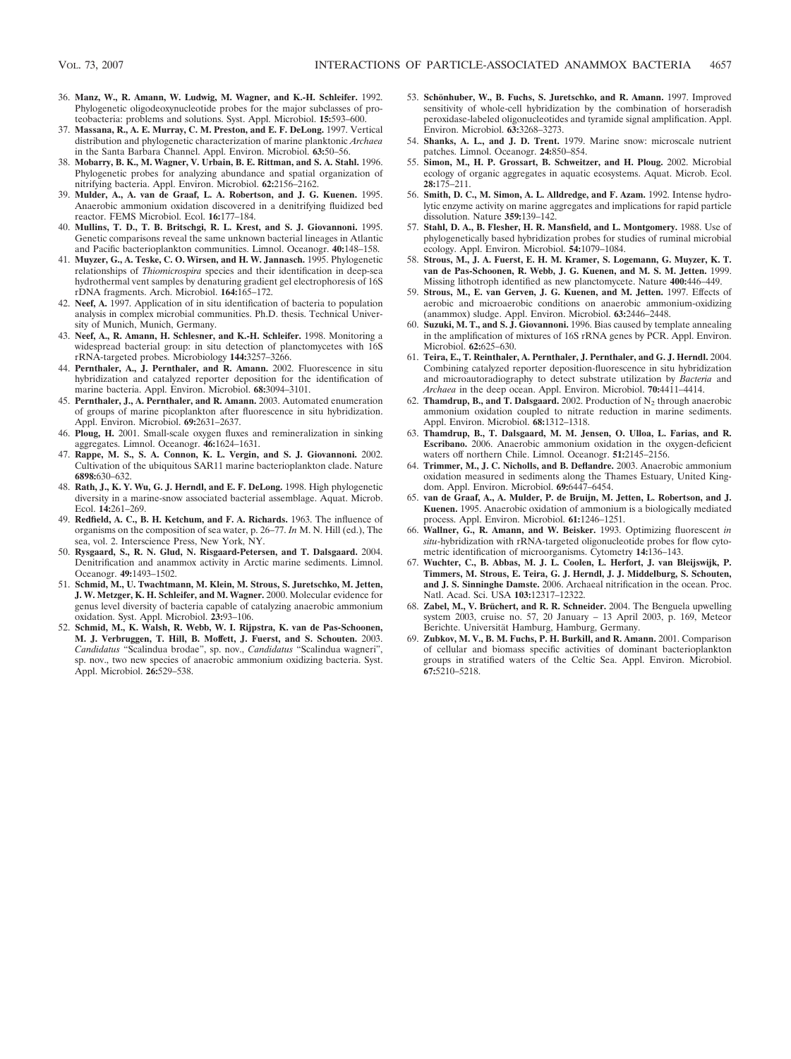36. **Manz, W., R. Amann, W. Ludwig, M. Wagner, and K.-H. Schleifer.** 1992. Phylogenetic oligodeoxynucleotide probes for the major subclasses of proteobacteria: problems and solutions. Syst. Appl. Microbiol. **15:**593–600.
37. **Massana, R., A. E. Murray, C. M. Preston, and E. F. DeLong.** 1997. Vertical distribution and phylogenetic characterization of marine planktonic *Archaea* in the Santa Barbara Channel. Appl. Environ. Microbiol. **63:**50–56.
38. **Mobarry, B. K., M. Wagner, V. Urbain, B. E. Rittman, and S. A. Stahl.** 1996. Phylogenetic probes for analyzing abundance and spatial organization of nitrifying bacteria. Appl. Environ. Microbiol. **62:**2156–2162.
39. **Mulder, A., A. van de Graaf, L. A. Robertson, and J. G. Kuenen.** 1995. Anaerobic ammonium oxidation discovered in a denitrifying fluidized bed reactor. FEMS Microbiol. Ecol. **16:**177–184.
40. **Mullins, T. D., T. B. Britschgi, R. L. Krest, and S. J. Giovannoni.** 1995. Genetic comparisons reveal the same unknown bacterial lineages in Atlantic and Pacific bacterioplankton communities. Limnol. Oceanogr. **40:**148–158.
41. **Muyzer, G., A. Teske, C. O. Wirsen, and H. W. Jannasch.** 1995. Phylogenetic relationships of *Thiomicrospira* species and their identification in deep-sea hydrothermal vent samples by denaturing gradient gel electrophoresis of 16S rDNA fragments. Arch. Microbiol. **164:**165–172.
42. **Neef, A.** 1997. Application of in situ identification of bacteria to population analysis in complex microbial communities. Ph.D. thesis. Technical University of Munich, Munich, Germany.
43. **Neef, A., R. Amann, H. Schlesner, and K.-H. Schleifer.** 1998. Monitoring a widespread bacterial group: in situ detection of planctomycetes with 16S rRNA-targeted probes. Microbiology **144:**3257–3266.
44. **Pernthaler, A., J. Pernthaler, and R. Amann.** 2002. Fluorescence in situ hybridization and catalyzed reporter deposition for the identification of marine bacteria. Appl. Environ. Microbiol. **68:**3094–3101.
45. **Pernthaler, J., A. Pernthaler, and R. Amann.** 2003. Automated enumeration of groups of marine picoplankton after fluorescence in situ hybridization. Appl. Environ. Microbiol. **69:**2631–2637.
46. **Ploug, H.** 2001. Small-scale oxygen fluxes and remineralization in sinking aggregates. Limnol. Oceanogr. **46:**1624–1631.
47. **Rappe, M. S., S. A. Connon, K. L. Vergin, and S. J. Giovannoni.** 2002. Cultivation of the ubiquitous SAR11 marine bacterioplankton clade. Nature **6898:**630–632.
48. **Rath, J., K. Y. Wu, G. J. Herndl, and E. F. DeLong.** 1998. High phylogenetic diversity in a marine-snow associated bacterial assemblage. Aquat. Microb. Ecol. **14:**261–269.
49. **Redfield, A. C., B. H. Ketchum, and F. A. Richards.** 1963. The influence of organisms on the composition of sea water, p. 26–77. *In* M. N. Hill (ed.), The sea, vol. 2. Interscience Press, New York, NY.
50. **Rysgaard, S., R. N. Glud, N. Risgaard-Petersen, and T. Dalsgaard.** 2004. Denitrification and anammox activity in Arctic marine sediments. Limnol. Oceanogr. **49:**1493–1502.
51. **Schmid, M., U. Twachtmann, M. Klein, M. Strous, S. Juretschko, M. Jetten, J. W. Metzger, K. H. Schleifer, and M. Wagner.** 2000. Molecular evidence for genus level diversity of bacteria capable of catalyzing anaerobic ammonium oxidation. Syst. Appl. Microbiol. **23:**93–106.
52. **Schmid, M., K. Walsh, R. Webb, W. I. Rijpstra, K. van de Pas-Schoonen, M. J. Verbruggen, T. Hill, B. Moffett, J. Fuerst, and S. Schouten.** 2003. *Candidatus* "Scalindua brodae", sp. nov., *Candidatus* "Scalindua wagneri", sp. nov., two new species of anaerobic ammonium oxidizing bacteria. Syst. Appl. Microbiol. **26:**529–538.
53. **Schönhuber, W., B. Fuchs, S. Juretschko, and R. Amann.** 1997. Improved sensitivity of whole-cell hybridization by the combination of horseradish peroxidase-labeled oligonucleotides and tyramide signal amplification. Appl. Environ. Microbiol. **63:**3268–3273.
54. **Shanks, A. L., and J. D. Trent.** 1979. Marine snow: microscale nutrient patches. Limnol. Oceanogr. **24:**850–854.
55. **Simon, M., H. P. Grossart, B. Schweitzer, and H. Ploug.** 2002. Microbial ecology of organic aggregates in aquatic ecosystems. Aquat. Microb. Ecol. **28:**175–211.
56. **Smith, D. C., M. Simon, A. L. Alldredge, and F. Azam.** 1992. Intense hydrolytic enzyme activity on marine aggregates and implications for rapid particle dissolution. Nature **359:**139–142.
57. **Stahl, D. A., B. Flesher, H. R. Mansfield, and L. Montgomery.** 1988. Use of phylogenetically based hybridization probes for studies of ruminal microbial ecology. Appl. Environ. Microbiol. **54:**1079–1084.
58. **Strous, M., J. A. Fuerst, E. H. M. Kramer, S. Logemann, G. Muyzer, K. T. van de Pas-Schoonen, R. Webb, J. G. Kuenen, and M. S. M. Jetten.** 1999. Missing lithotroph identified as new planctomycete. Nature **400:**446–449.
59. **Strous, M., E. van Gerven, J. G. Kuenen, and M. Jetten.** 1997. Effects of aerobic and microaerobic conditions on anaerobic ammonium-oxidizing (anammox) sludge. Appl. Environ. Microbiol. **63:**2446–2448.
60. **Suzuki, M. T., and S. J. Giovannoni.** 1996. Bias caused by template annealing in the amplification of mixtures of 16S rRNA genes by PCR. Appl. Environ. Microbiol. **62:**625–630.
61. **Teira, E., T. Reinthaler, A. Pernthaler, J. Pernthaler, and G. J. Herndl.** 2004. Combining catalyzed reporter deposition-fluorescence in situ hybridization and microautoradiography to detect substrate utilization by *Bacteria* and *Archaea* in the deep ocean. Appl. Environ. Microbiol. **70:**4411–4414.
62. **Thamdrup, B., and T. Dalsgaard.** 2002. Production of $N_2$ through anaerobic ammonium oxidation coupled to nitrate reduction in marine sediments. Appl. Environ. Microbiol. **68:**1312–1318.
63. **Thamdrup, B., T. Dalsgaard, M. M. Jensen, O. Ulloa, L. Farias, and R. Escribano.** 2006. Anaerobic ammonium oxidation in the oxygen-deficient waters off northern Chile. Limnol. Oceanogr. **51:**2145–2156.
64. **Trimmer, M., J. C. Nicholls, and B. Deflandre.** 2003. Anaerobic ammonium oxidation measured in sediments along the Thames Estuary, United Kingdom. Appl. Environ. Microbiol. **69:**6447–6454.
65. **van de Graaf, A., A. Mulder, P. de Bruijn, M. Jetten, L. Robertson, and J. Kuenen.** 1995. Anaerobic oxidation of ammonium is a biologically mediated process. Appl. Environ. Microbiol. **61:**1246–1251.
66. **Wallner, G., R. Amann, and W. Beisker.** 1993. Optimizing fluorescent *in situ*-hybridization with rRNA-targeted oligonucleotide probes for flow cytometric identification of microorganisms. Cytometry **14:**136–143.
67. **Wuchter, C., B. Abbas, M. J. L. Coolen, L. Herfort, J. van Bleijswijk, P. Timmers, M. Strous, E. Teira, G. J. Herndl, J. J. Middelburg, S. Schouten, and J. S. Sinninghe Damste.** 2006. Archaeal nitrification in the ocean. Proc. Natl. Acad. Sci. USA **103:**12317–12322.
68. **Zabel, M., V. Brüchert, and R. R. Schneider.** 2004. The Benguela upwelling system 2003, cruise no. 57, 20 January – 13 April 2003, p. 169, Meteor Berichte. Universität Hamburg, Hamburg, Germany.
69. **Zubkov, M. V., B. M. Fuchs, P. H. Burkill, and R. Amann.** 2001. Comparison of cellular and biomass specific activities of dominant bacterioplankton groups in stratified waters of the Celtic Sea. Appl. Environ. Microbiol. **67:**5210–5218.